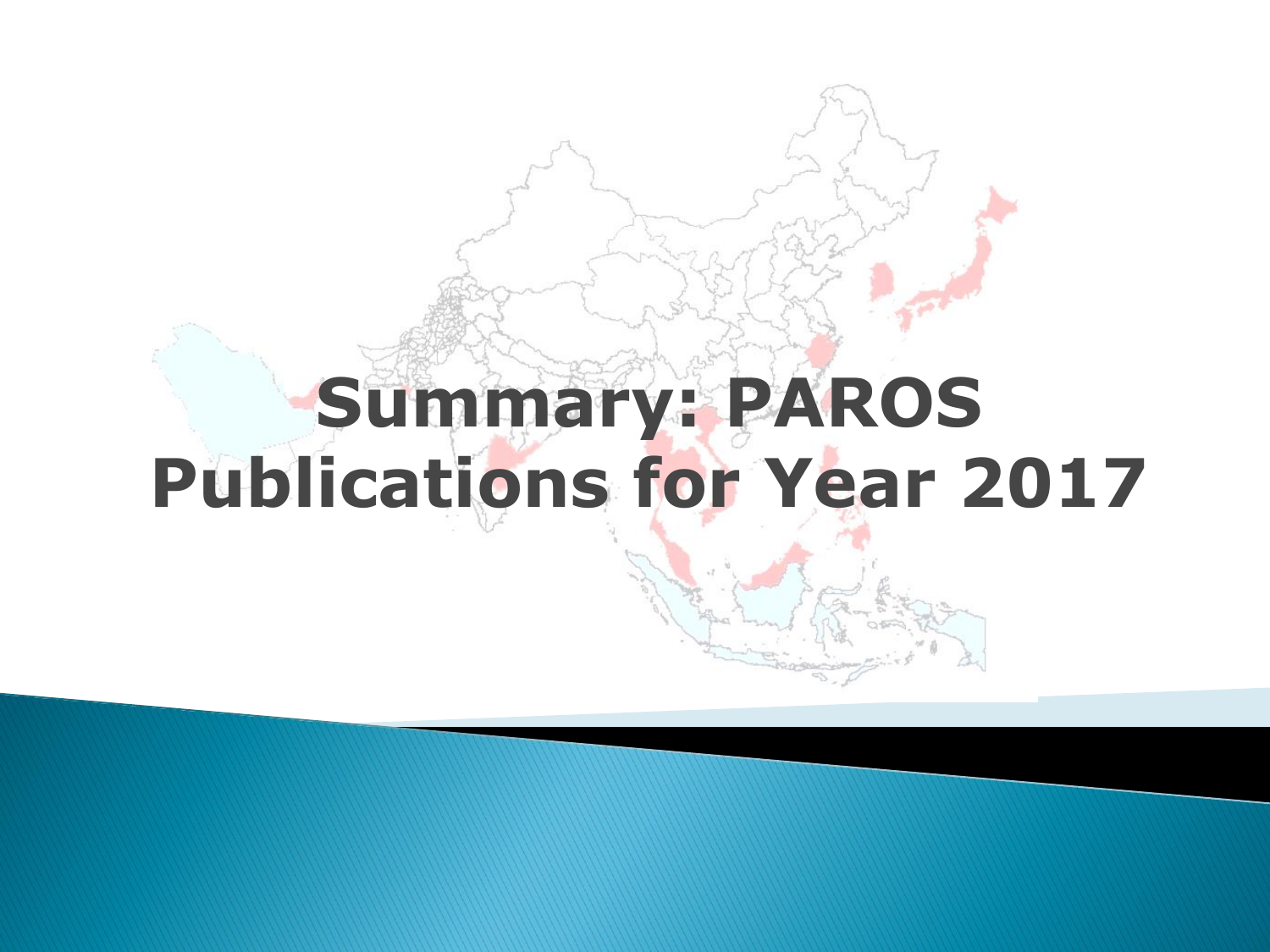# Summary: PAROS Publications for Year 2017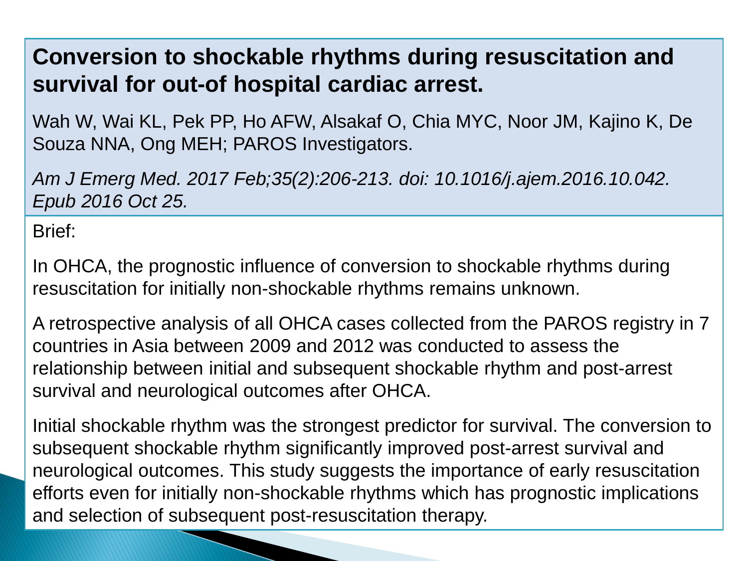# Conversion to shockable rhythms during resuscitation and survival for out-of hospital cardiac arrest.

Wah W, Wai KL, Pek PP, Ho AFW, Alsakaf O, Chia MYC, Noor JM, Kajino K, De Souza NNA, Ong MEH; PAROS Investigators.

*Am J Emerg Med. 2017 Feb;35(2):206-213. doi: 10.1016/j.ajem.2016.10.042. Epub 2016 Oct 25.*

Brief:

In OHCA, the prognostic influence of conversion to shockable rhythms during resuscitation for initially non-shockable rhythms remains unknown.

A retrospective analysis of all OHCA cases collected from the PAROS registry in 7 countries in Asia between 2009 and 2012 was conducted to assess the relationship between initial and subsequent shockable rhythm and post-arrest survival and neurological outcomes after OHCA.

Initial shockable rhythm was the strongest predictor for survival. The conversion to subsequent shockable rhythm significantly improved post-arrest survival and neurological outcomes. This study suggests the importance of early resuscitation efforts even for initially non-shockable rhythms which has prognostic implications and selection of subsequent post-resuscitation therapy.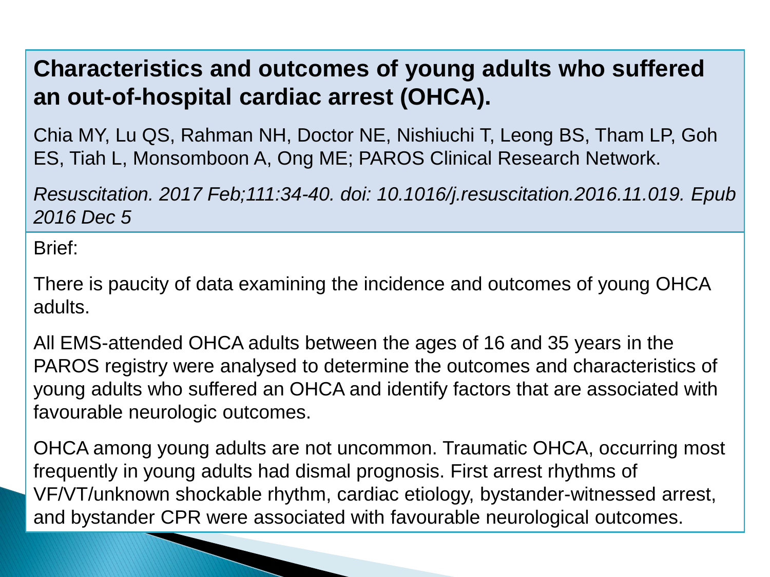## Characteristics and outcomes of young adults who suffered an out-of-hospital cardiac arrest (OHCA).

Chia MY, Lu QS, Rahman NH, Doctor NE, Nishiuchi T, Leong BS, Tham LP, Goh ES, Tiah L, Monsomboon A, Ong ME; PAROS Clinical Research Network.

*Resuscitation. 2017 Feb;111:34-40. doi: 10.1016/j.resuscitation.2016.11.019. Epub 2016 Dec 5*

Brief:

There is paucity of data examining the incidence and outcomes of young OHCA adults.

All EMS-attended OHCA adults between the ages of 16 and 35 years in the PAROS registry were analysed to determine the outcomes and characteristics of young adults who suffered an OHCA and identify factors that are associated with favourable neurologic outcomes.

OHCA among young adults are not uncommon. Traumatic OHCA, occurring most frequently in young adults had dismal prognosis. First arrest rhythms of VF/VT/unknown shockable rhythm, cardiac etiology, bystander-witnessed arrest, and bystander CPR were associated with favourable neurological outcomes.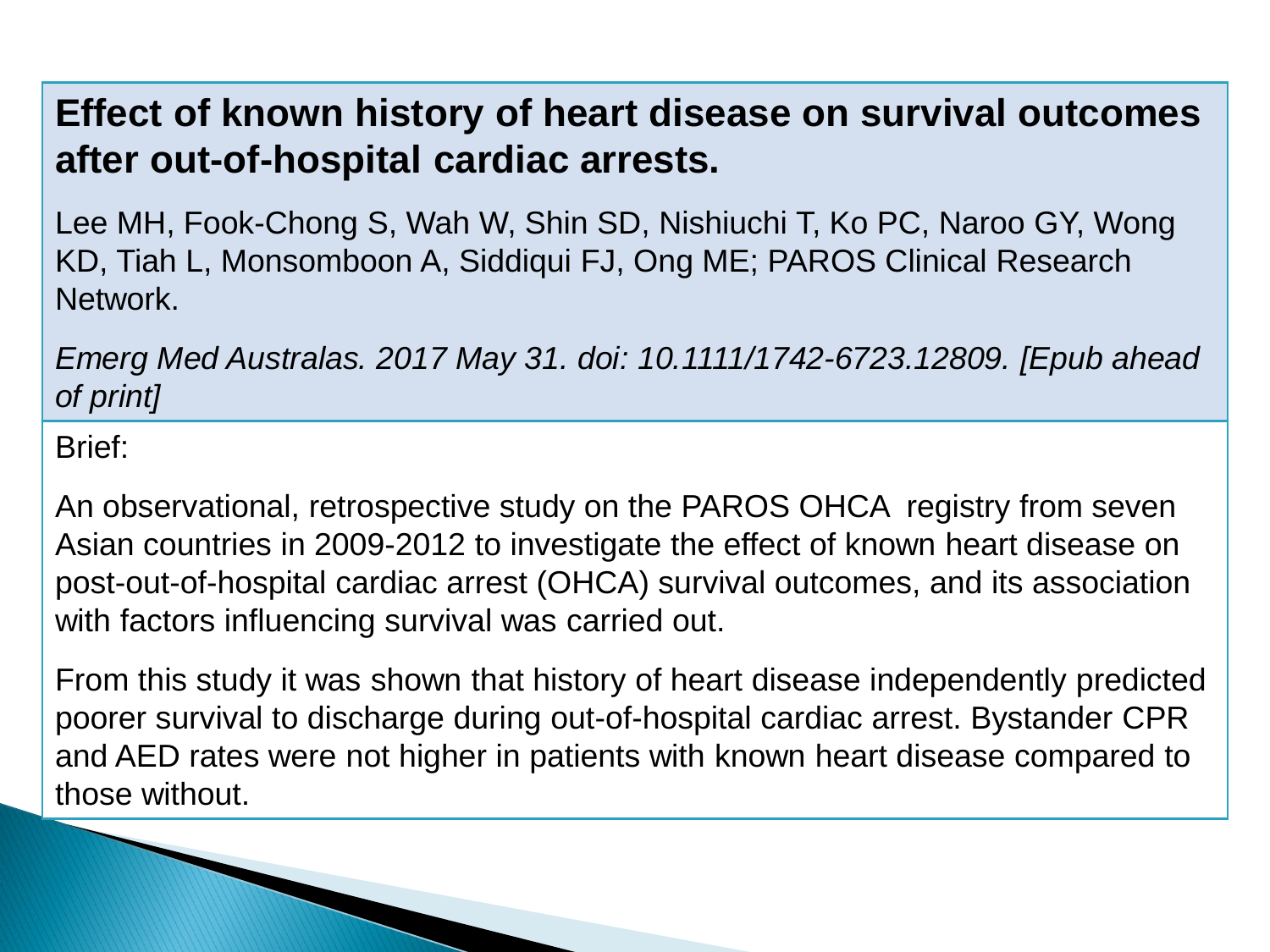# Effect of known history of heart disease on survival outcomes after out-of-hospital cardiac arrests.

Lee MH, Fook-Chong S, Wah W, Shin SD, Nishiuchi T, Ko PC, Naroo GY, Wong KD, Tiah L, Monsomboon A, Siddiqui FJ, Ong ME; PAROS Clinical Research Network.

*Emerg Med Australas. 2017 May 31. doi: 10.1111/1742-6723.12809. [Epub ahead of print]*

Brief:

An observational, retrospective study on the PAROS OHCA registry from seven Asian countries in 2009-2012 to investigate the effect of known heart disease on post-out-of-hospital cardiac arrest (OHCA) survival outcomes, and its association with factors influencing survival was carried out.

From this study it was shown that history of heart disease independently predicted poorer survival to discharge during out-of-hospital cardiac arrest. Bystander CPR and AED rates were not higher in patients with known heart disease compared to those without.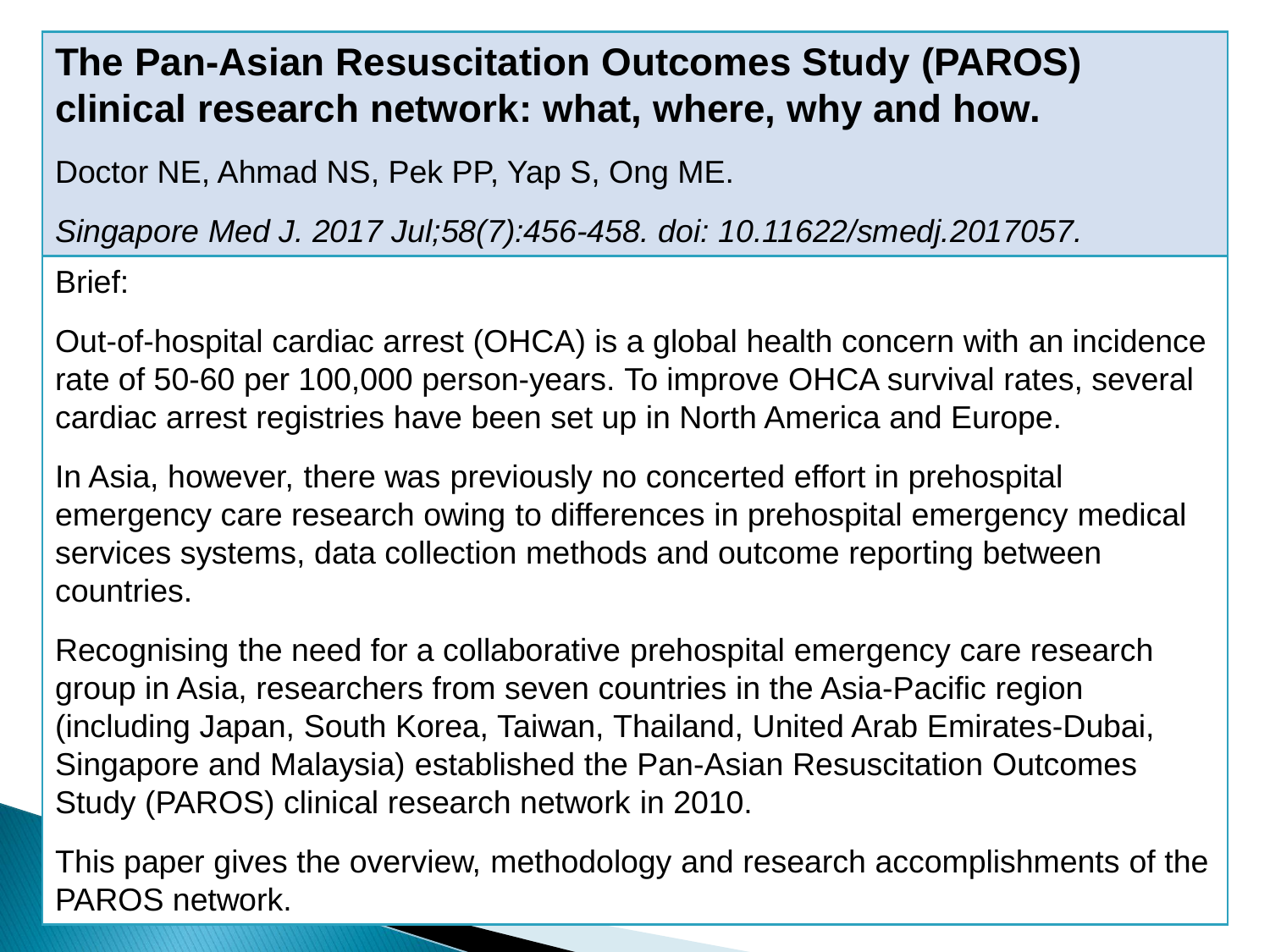# The Pan-Asian Resuscitation Outcomes Study (PAROS) clinical research network: what, where, why and how.

Doctor NE, Ahmad NS, Pek PP, Yap S, Ong ME.

*Singapore Med J. 2017 Jul;58(7):456-458. doi: 10.11622/smedj.2017057.*

Brief:

Out-of-hospital cardiac arrest (OHCA) is a global health concern with an incidence rate of 50-60 per 100,000 person-years. To improve OHCA survival rates, several cardiac arrest registries have been set up in North America and Europe.

In Asia, however, there was previously no concerted effort in prehospital emergency care research owing to differences in prehospital emergency medical services systems, data collection methods and outcome reporting between countries.

Recognising the need for a collaborative prehospital emergency care research group in Asia, researchers from seven countries in the Asia-Pacific region (including Japan, South Korea, Taiwan, Thailand, United Arab Emirates-Dubai, Singapore and Malaysia) established the Pan-Asian Resuscitation Outcomes Study (PAROS) clinical research network in 2010.

This paper gives the overview, methodology and research accomplishments of the PAROS network.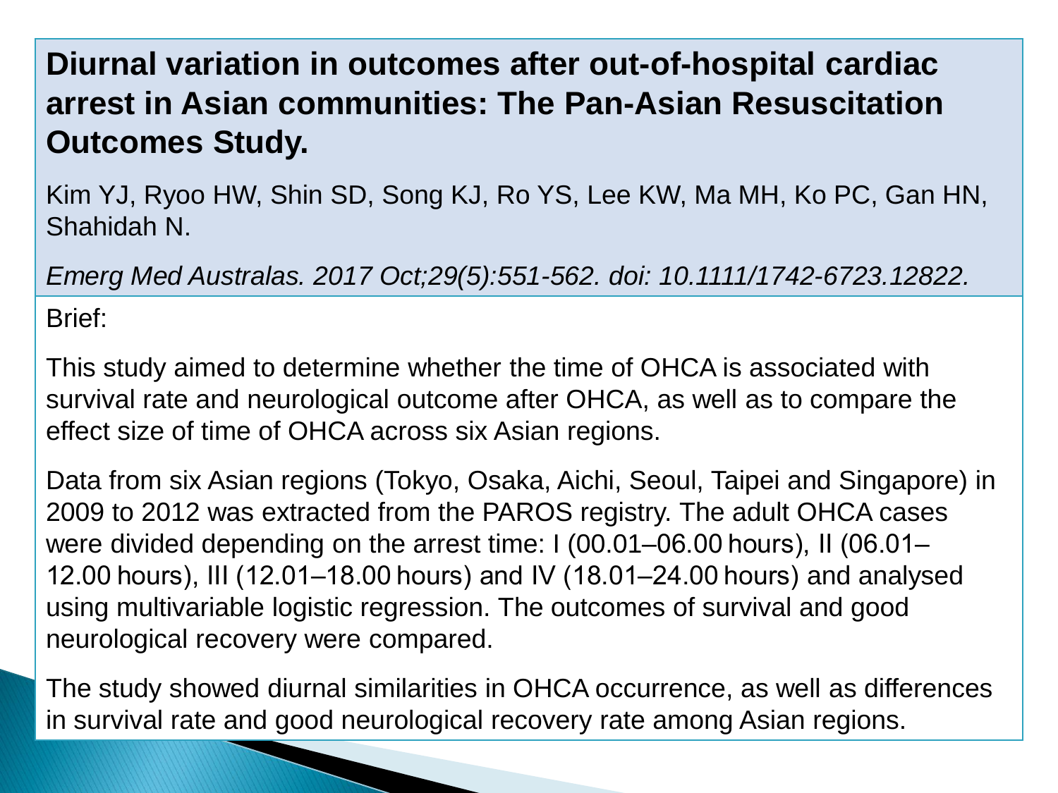# Diurnal variation in outcomes after out-of-hospital cardiac arrest in Asian communities: The Pan-Asian Resuscitation Outcomes Study.

Kim YJ, Ryoo HW, Shin SD, Song KJ, Ro YS, Lee KW, Ma MH, Ko PC, Gan HN, Shahidah N.

*Emerg Med Australas. 2017 Oct;29(5):551-562. doi: 10.1111/1742-6723.12822.*

Brief:

This study aimed to determine whether the time of OHCA is associated with survival rate and neurological outcome after OHCA, as well as to compare the effect size of time of OHCA across six Asian regions.

Data from six Asian regions (Tokyo, Osaka, Aichi, Seoul, Taipei and Singapore) in 2009 to 2012 was extracted from the PAROS registry. The adult OHCA cases were divided depending on the arrest time: I (00.01–06.00 hours), II (06.01–12.00 hours), III (12.01–18.00 hours) and IV (18.01–24.00 hours) and analysed using multivariable logistic regression. The outcomes of survival and good neurological recovery were compared.

The study showed diurnal similarities in OHCA occurrence, as well as differences in survival rate and good neurological recovery rate among Asian regions.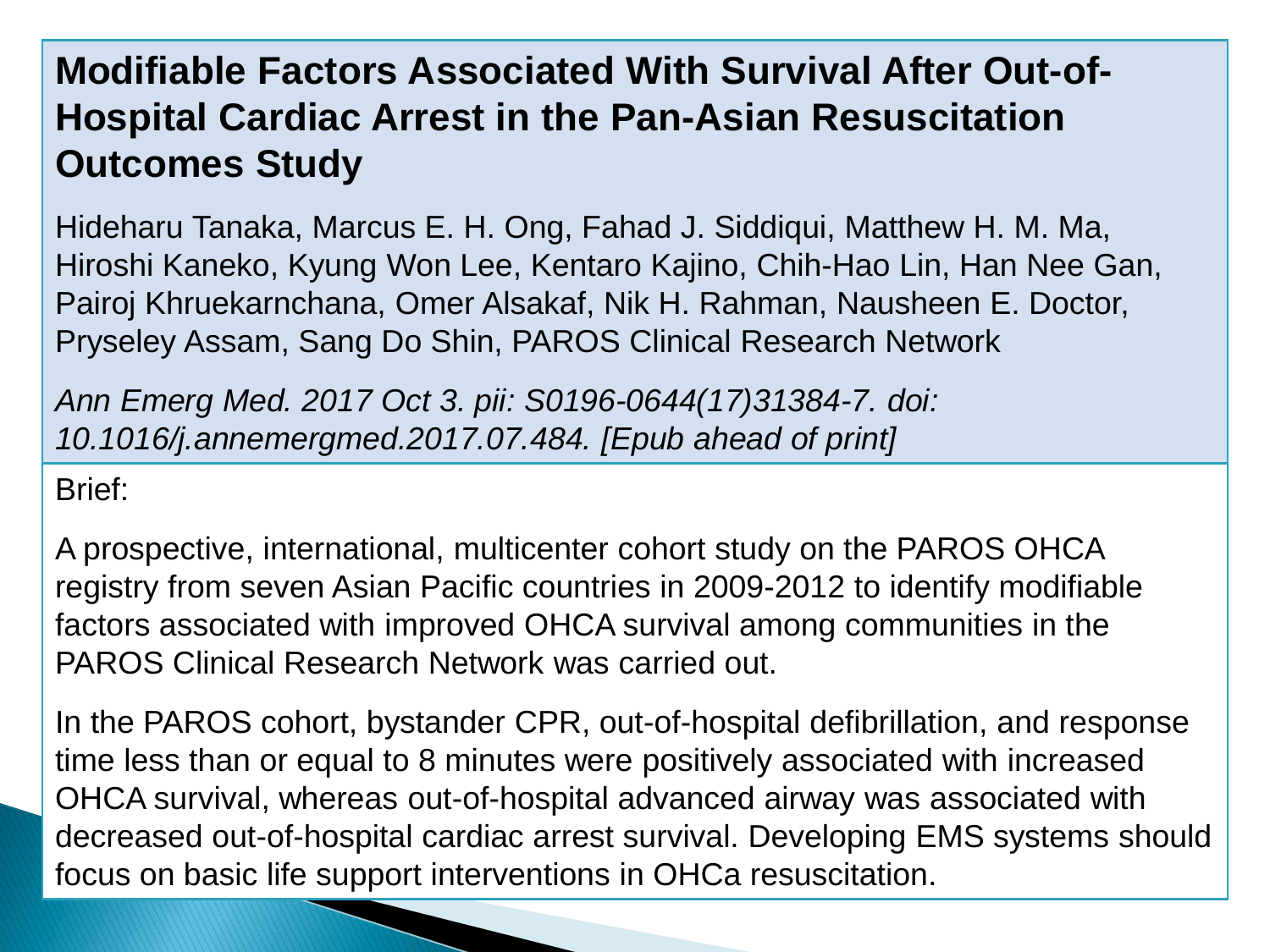## Modifiable Factors Associated With Survival After Out-of-Hospital Cardiac Arrest in the Pan-Asian Resuscitation Outcomes Study

Hideharu Tanaka, Marcus E. H. Ong, Fahad J. Siddiqui, Matthew H. M. Ma, Hiroshi Kaneko, Kyung Won Lee, Kentaro Kajino, Chih-Hao Lin, Han Nee Gan, Pairoj Khruekarnchana, Omer Alsakaf, Nik H. Rahman, Nausheen E. Doctor, Pryseley Assam, Sang Do Shin, PAROS Clinical Research Network

*Ann Emerg Med. 2017 Oct 3. pii: S0196-0644(17)31384-7. doi: 10.1016/j.annemergmed.2017.07.484. [Epub ahead of print]*

Brief:

A prospective, international, multicenter cohort study on the PAROS OHCA registry from seven Asian Pacific countries in 2009-2012 to identify modifiable factors associated with improved OHCA survival among communities in the PAROS Clinical Research Network was carried out.

In the PAROS cohort, bystander CPR, out-of-hospital defibrillation, and response time less than or equal to 8 minutes were positively associated with increased OHCA survival, whereas out-of-hospital advanced airway was associated with decreased out-of-hospital cardiac arrest survival. Developing EMS systems should focus on basic life support interventions in OHCa resuscitation.